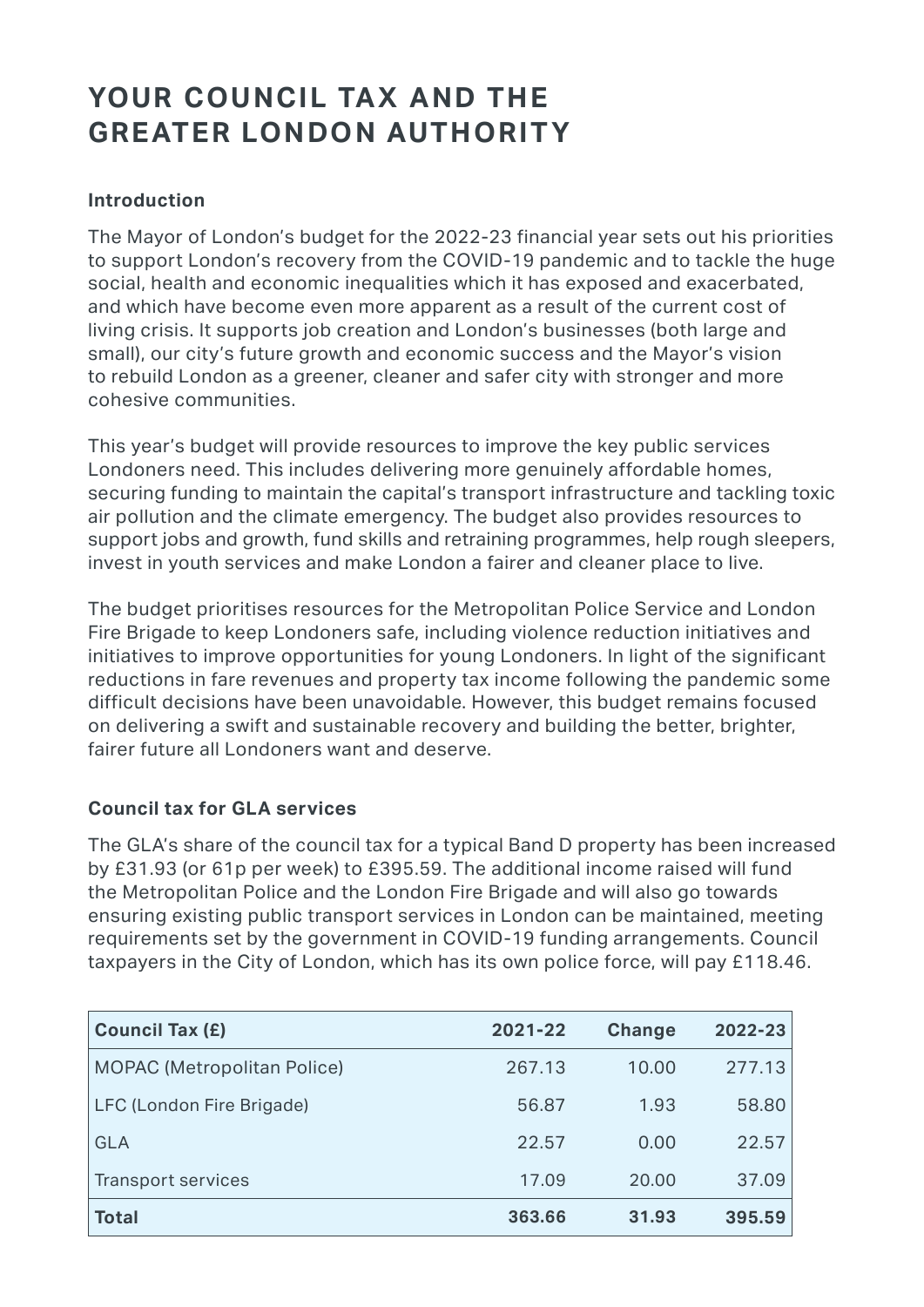# YOUR COUNCIL TAX AND THE GREATER LONDON AUTHORITY

**Introduction**

The Mayor of London's budget for the 2022-23 financial year sets out his priorities to support London's recovery from the COVID-19 pandemic and to tackle the huge social, health and economic inequalities which it has exposed and exacerbated, and which have become even more apparent as a result of the current cost of living crisis. It supports job creation and London's businesses (both large and small), our city's future growth and economic success and the Mayor's vision to rebuild London as a greener, cleaner and safer city with stronger and more cohesive communities.

This year's budget will provide resources to improve the key public services Londoners need. This includes delivering more genuinely affordable homes, securing funding to maintain the capital's transport infrastructure and tackling toxic air pollution and the climate emergency. The budget also provides resources to support jobs and growth, fund skills and retraining programmes, help rough sleepers, invest in youth services and make London a fairer and cleaner place to live.

The budget prioritises resources for the Metropolitan Police Service and London Fire Brigade to keep Londoners safe, including violence reduction initiatives and initiatives to improve opportunities for young Londoners. In light of the significant reductions in fare revenues and property tax income following the pandemic some difficult decisions have been unavoidable. However, this budget remains focused on delivering a swift and sustainable recovery and building the better, brighter, fairer future all Londoners want and deserve.

**Council tax for GLA services**

The GLA's share of the council tax for a typical Band D property has been increased by £31.93 (or 61p per week) to £395.59. The additional income raised will fund the Metropolitan Police and the London Fire Brigade and will also go towards ensuring existing public transport services in London can be maintained, meeting requirements set by the government in COVID-19 funding arrangements. Council taxpayers in the City of London, which has its own police force, will pay £118.46.

| Council Tax (£) | 2021-22 | Change | 2022-23 |
|---|---|---|---|
| MOPAC (Metropolitan Police) | 267.13 | 10.00 | 277.13 |
| LFC (London Fire Brigade) | 56.87 | 1.93 | 58.80 |
| GLA | 22.57 | 0.00 | 22.57 |
| Transport services | 17.09 | 20.00 | 37.09 |
| **Total** | **363.66** | **31.93** | **395.59** |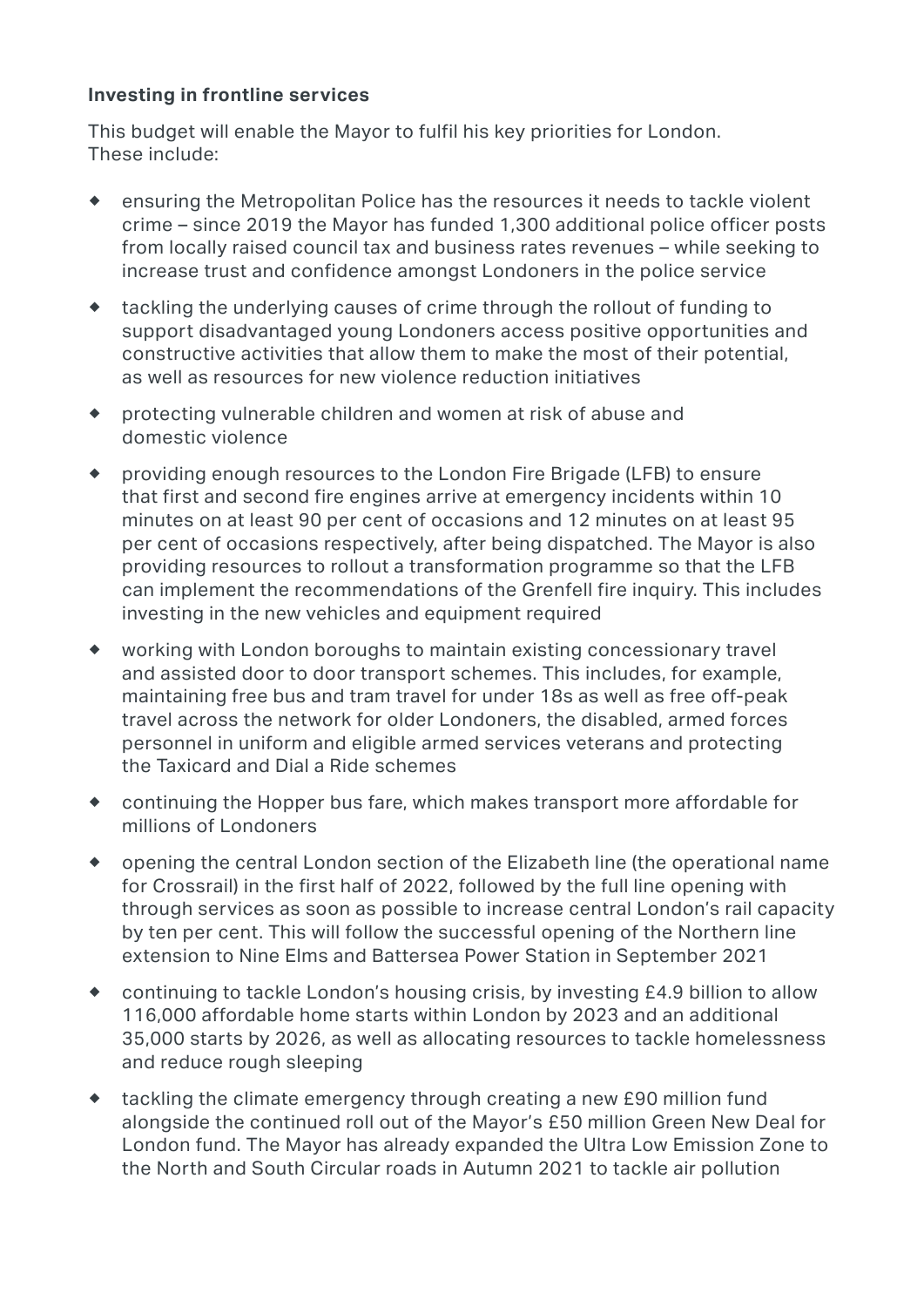**Investing in frontline services**

This budget will enable the Mayor to fulfil his key priorities for London. These include:

- ensuring the Metropolitan Police has the resources it needs to tackle violent crime – since 2019 the Mayor has funded 1,300 additional police officer posts from locally raised council tax and business rates revenues – while seeking to increase trust and confidence amongst Londoners in the police service
- tackling the underlying causes of crime through the rollout of funding to support disadvantaged young Londoners access positive opportunities and constructive activities that allow them to make the most of their potential, as well as resources for new violence reduction initiatives
- protecting vulnerable children and women at risk of abuse and domestic violence
- providing enough resources to the London Fire Brigade (LFB) to ensure that first and second fire engines arrive at emergency incidents within 10 minutes on at least 90 per cent of occasions and 12 minutes on at least 95 per cent of occasions respectively, after being dispatched. The Mayor is also providing resources to rollout a transformation programme so that the LFB can implement the recommendations of the Grenfell fire inquiry. This includes investing in the new vehicles and equipment required
- working with London boroughs to maintain existing concessionary travel and assisted door to door transport schemes. This includes, for example, maintaining free bus and tram travel for under 18s as well as free off-peak travel across the network for older Londoners, the disabled, armed forces personnel in uniform and eligible armed services veterans and protecting the Taxicard and Dial a Ride schemes
- continuing the Hopper bus fare, which makes transport more affordable for millions of Londoners
- opening the central London section of the Elizabeth line (the operational name for Crossrail) in the first half of 2022, followed by the full line opening with through services as soon as possible to increase central London's rail capacity by ten per cent. This will follow the successful opening of the Northern line extension to Nine Elms and Battersea Power Station in September 2021
- continuing to tackle London's housing crisis, by investing £4.9 billion to allow 116,000 affordable home starts within London by 2023 and an additional 35,000 starts by 2026, as well as allocating resources to tackle homelessness and reduce rough sleeping
- tackling the climate emergency through creating a new £90 million fund alongside the continued roll out of the Mayor's £50 million Green New Deal for London fund. The Mayor has already expanded the Ultra Low Emission Zone to the North and South Circular roads in Autumn 2021 to tackle air pollution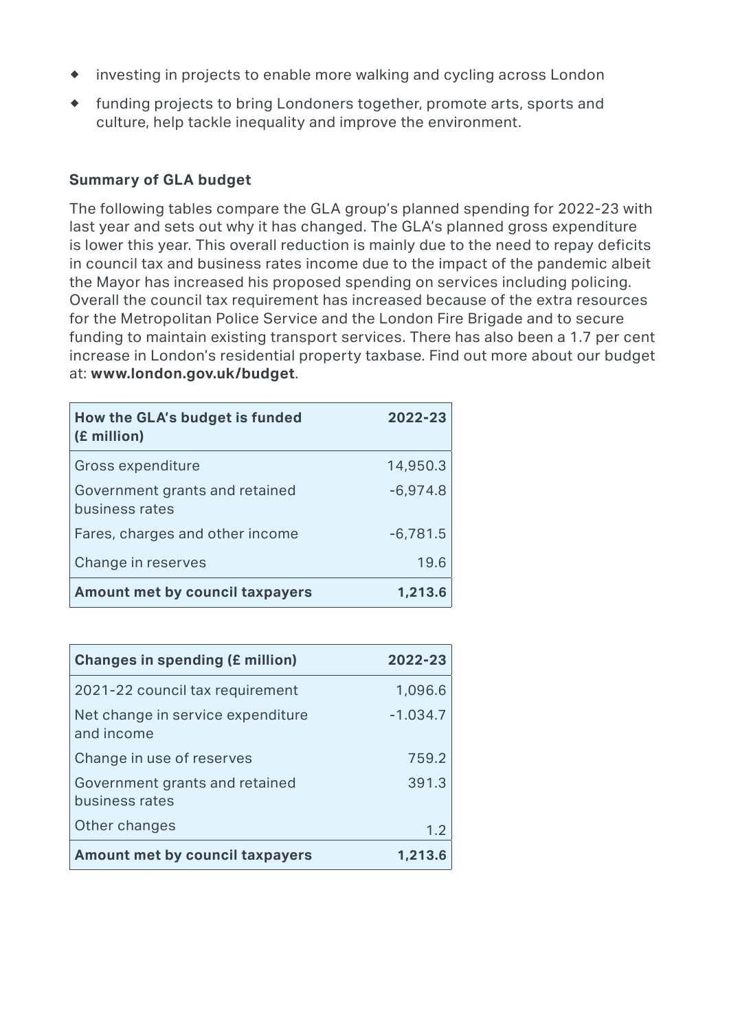- investing in projects to enable more walking and cycling across London
- funding projects to bring Londoners together, promote arts, sports and culture, help tackle inequality and improve the environment.

**Summary of GLA budget**

The following tables compare the GLA group's planned spending for 2022-23 with last year and sets out why it has changed. The GLA's planned gross expenditure is lower this year. This overall reduction is mainly due to the need to repay deficits in council tax and business rates income due to the impact of the pandemic albeit the Mayor has increased his proposed spending on services including policing. Overall the council tax requirement has increased because of the extra resources for the Metropolitan Police Service and the London Fire Brigade and to secure funding to maintain existing transport services. There has also been a 1.7 per cent increase in London's residential property taxbase. Find out more about our budget at: **www.london.gov.uk/budget**.

| How the GLA's budget is funded (£ million) | 2022-23 |
|---|---|
| Gross expenditure | 14,950.3 |
| Government grants and retained business rates | -6,974.8 |
| Fares, charges and other income | -6,781.5 |
| Change in reserves | 19.6 |
| **Amount met by council taxpayers** | **1,213.6** |

| Changes in spending (£ million) | 2022-23 |
|---|---|
| 2021-22 council tax requirement | 1,096.6 |
| Net change in service expenditure and income | -1.034.7 |
| Change in use of reserves | 759.2 |
| Government grants and retained business rates | 391.3 |
| Other changes | 1.2 |
| **Amount met by council taxpayers** | **1,213.6** |